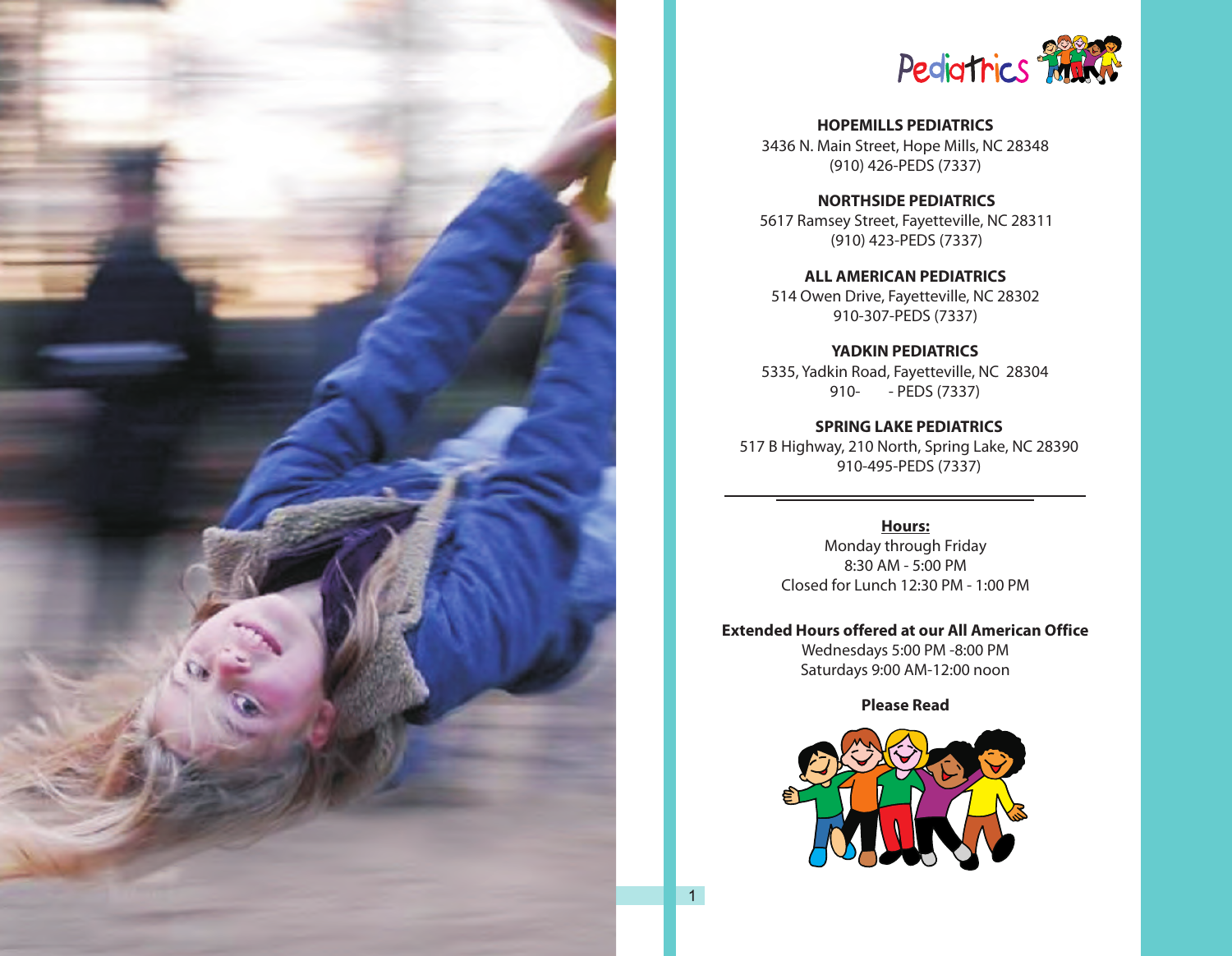# Pediatrics

**HOPEMILLS PEDIATRICS**
3436 N. Main Street, Hope Mills, NC 28348
(910) 426-PEDS (7337)

**NORTHSIDE PEDIATRICS**
5617 Ramsey Street, Fayetteville, NC 28311
(910) 423-PEDS (7337)

**ALL AMERICAN PEDIATRICS**
514 Owen Drive, Fayetteville, NC 28302
910-307-PEDS (7337)

**YADKIN PEDIATRICS**
5335, Yadkin Road, Fayetteville, NC 28304
910- - PEDS (7337)

**SPRING LAKE PEDIATRICS**
517 B Highway, 210 North, Spring Lake, NC 28390
910-495-PEDS (7337)

---

**Hours:**
Monday through Friday
8:30 AM - 5:00 PM
Closed for Lunch 12:30 PM - 1:00 PM

**Extended Hours offered at our All American Office**
Wednesdays 5:00 PM -8:00 PM
Saturdays 9:00 AM-12:00 noon

**Please Read**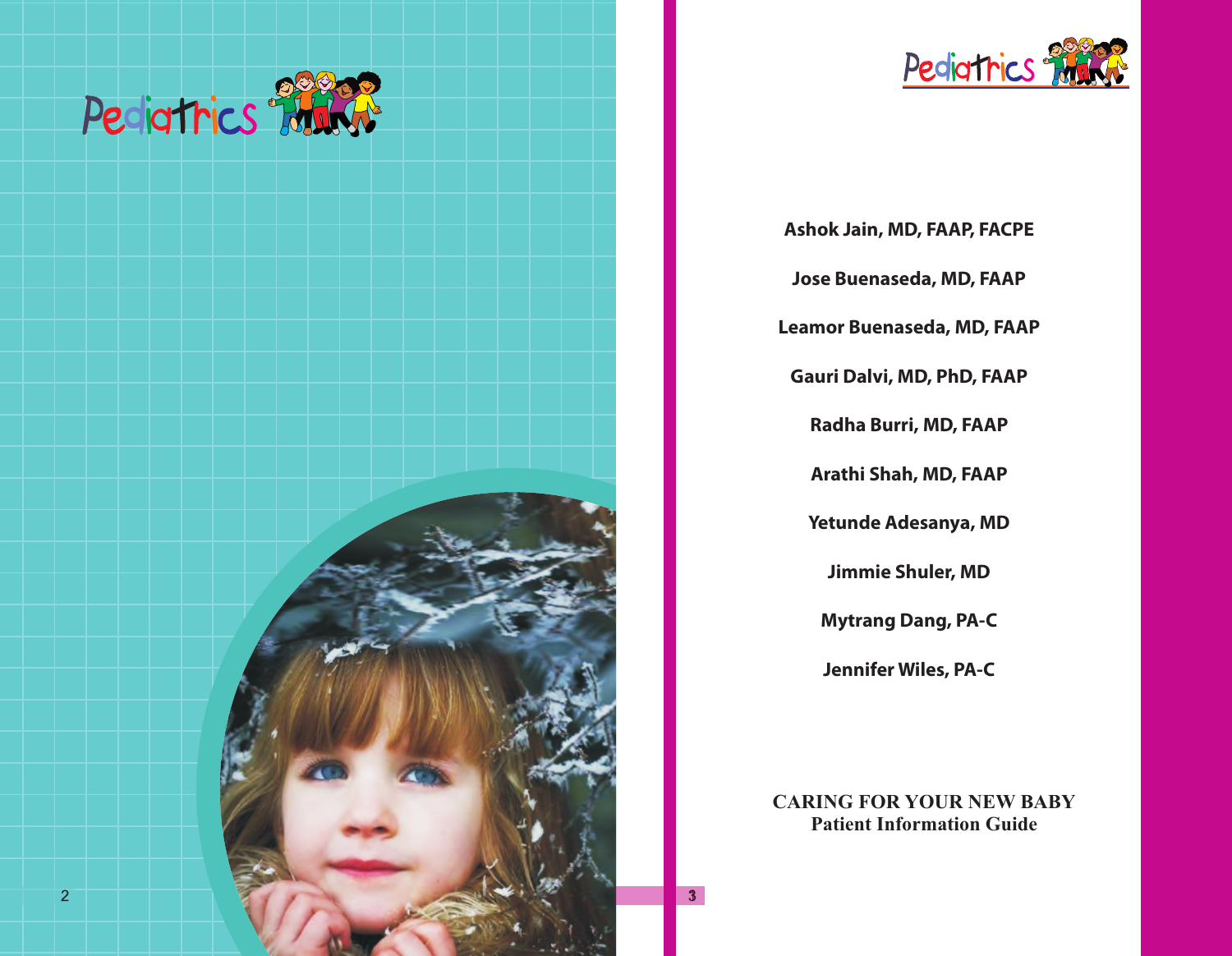Pediatrics

Pediatrics

**Ashok Jain, MD, FAAP, FACPE**

**Jose Buenaseda, MD, FAAP**

**Leamor Buenaseda, MD, FAAP**

**Gauri Dalvi, MD, PhD, FAAP**

**Radha Burri, MD, FAAP**

**Arathi Shah, MD, FAAP**

**Yetunde Adesanya, MD**

**Jimmie Shuler, MD**

**Mytrang Dang, PA-C**

**Jennifer Wiles, PA-C**

**CARING FOR YOUR NEW BABY**
**Patient Information Guide**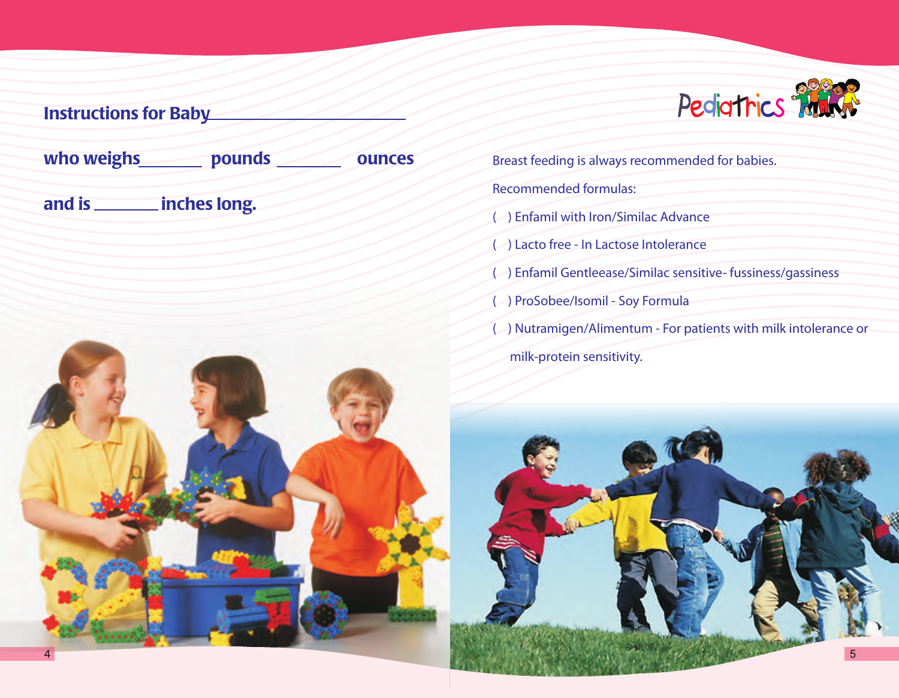**Instructions for Baby ____________________**

**who weighs ________ pounds ________ ounces**

**and is ________ inches long.**

Pediatrics

Breast feeding is always recommended for babies.

Recommended formulas:

( ) Enfamil with Iron/Similac Advance

( ) Lacto free - In Lactose Intolerance

( ) Enfamil Gentleease/Similac sensitive- fussiness/gassiness

( ) ProSobee/Isomil - Soy Formula

( ) Nutramigen/Alimentum - For patients with milk intolerance or milk-protein sensitivity.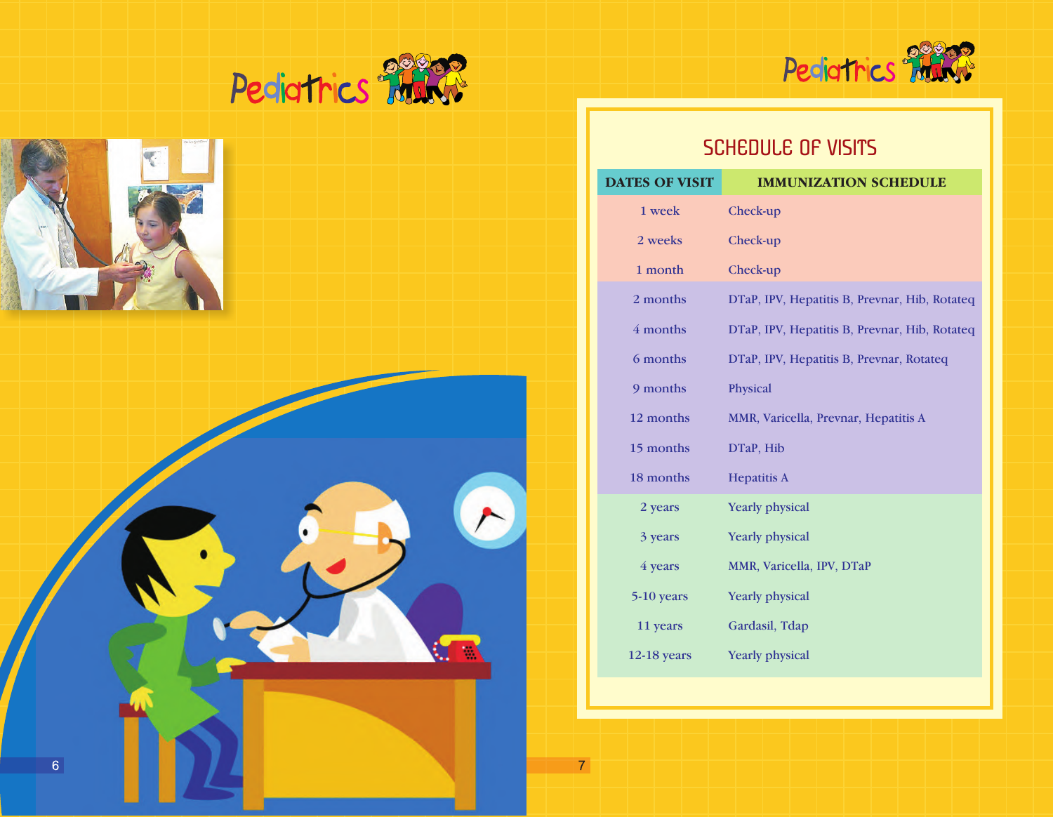Pediatrics

Pediatrics

## SCHEDULE OF VISITS

| DATES OF VISIT | IMMUNIZATION SCHEDULE |
| --- | --- |
| 1 week | Check-up |
| 2 weeks | Check-up |
| 1 month | Check-up |
| 2 months | DTaP, IPV, Hepatitis B, Prevnar, Hib, Rotateq |
| 4 months | DTaP, IPV, Hepatitis B, Prevnar, Hib, Rotateq |
| 6 months | DTaP, IPV, Hepatitis B, Prevnar, Rotateq |
| 9 months | Physical |
| 12 months | MMR, Varicella, Prevnar, Hepatitis A |
| 15 months | DTaP, Hib |
| 18 months | Hepatitis A |
| 2 years | Yearly physical |
| 3 years | Yearly physical |
| 4 years | MMR, Varicella, IPV, DTaP |
| 5-10 years | Yearly physical |
| 11 years | Gardasil, Tdap |
| 12-18 years | Yearly physical |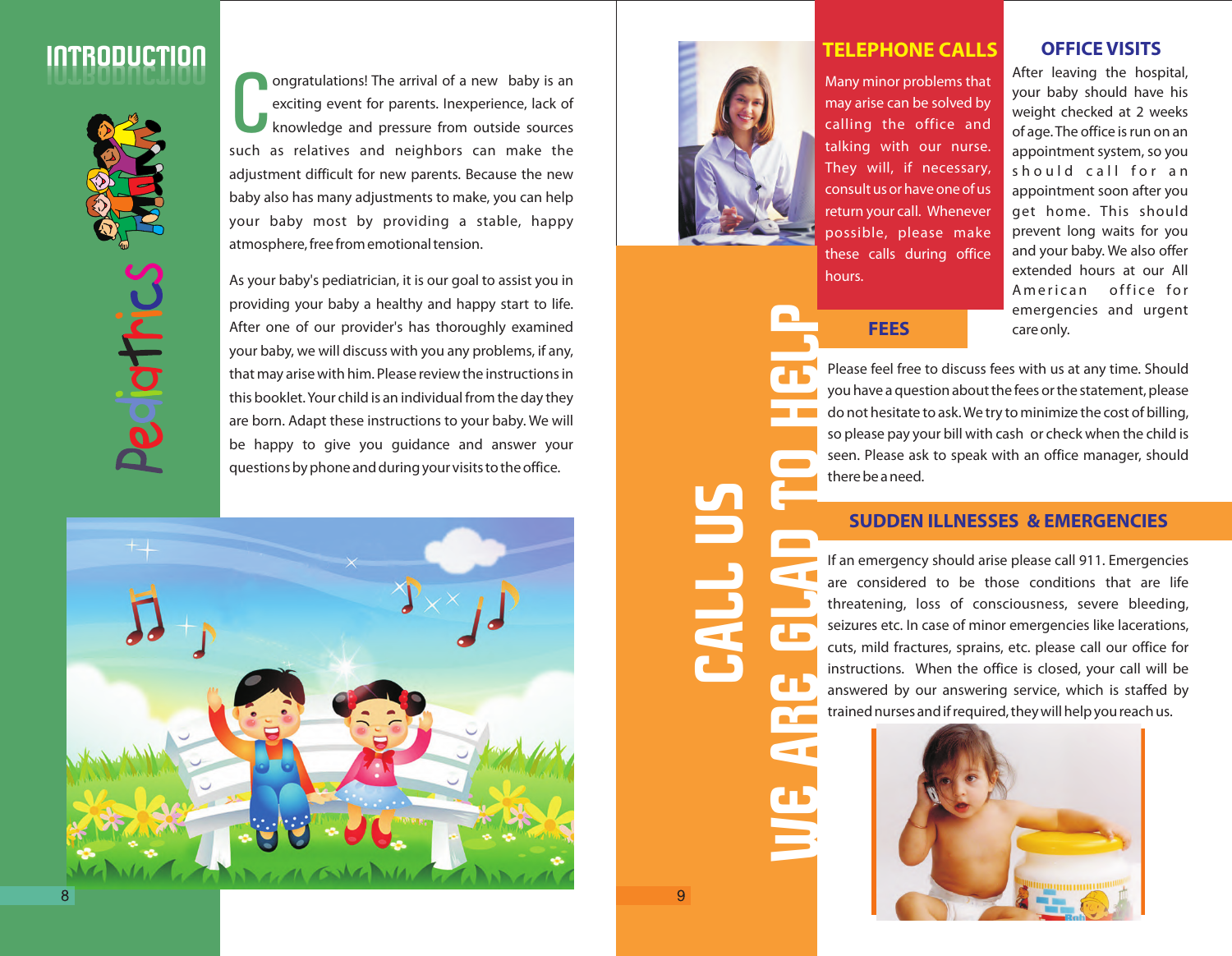# INTRODUCTION

Pediatrics

Congratulations! The arrival of a new baby is an exciting event for parents. Inexperience, lack of knowledge and pressure from outside sources such as relatives and neighbors can make the adjustment difficult for new parents. Because the new baby also has many adjustments to make, you can help your baby most by providing a stable, happy atmosphere, free from emotional tension.

As your baby's pediatrician, it is our goal to assist you in providing your baby a healthy and happy start to life. After one of our provider's has thoroughly examined your baby, we will discuss with you any problems, if any, that may arise with him. Please review the instructions in this booklet. Your child is an individual from the day they are born. Adapt these instructions to your baby. We will be happy to give you guidance and answer your questions by phone and during your visits to the office.

# CALL US WE ARE GLAD TO HELP

## TELEPHONE CALLS

Many minor problems that may arise can be solved by calling the office and talking with our nurse. They will, if necessary, consult us or have one of us return your call. Whenever possible, please make these calls during office hours.

## OFFICE VISITS

After leaving the hospital, your baby should have his weight checked at 2 weeks of age. The office is run on an appointment system, so you should call for an appointment soon after you get home. This should prevent long waits for you and your baby. We also offer extended hours at our All American office for emergencies and urgent care only.

## FEES

Please feel free to discuss fees with us at any time. Should you have a question about the fees or the statement, please do not hesitate to ask. We try to minimize the cost of billing, so please pay your bill with cash or check when the child is seen. Please ask to speak with an office manager, should there be a need.

## SUDDEN ILLNESSES & EMERGENCIES

If an emergency should arise please call 911. Emergencies are considered to be those conditions that are life threatening, loss of consciousness, severe bleeding, seizures etc. In case of minor emergencies like lacerations, cuts, mild fractures, sprains, etc. please call our office for instructions. When the office is closed, your call will be answered by our answering service, which is staffed by trained nurses and if required, they will help you reach us.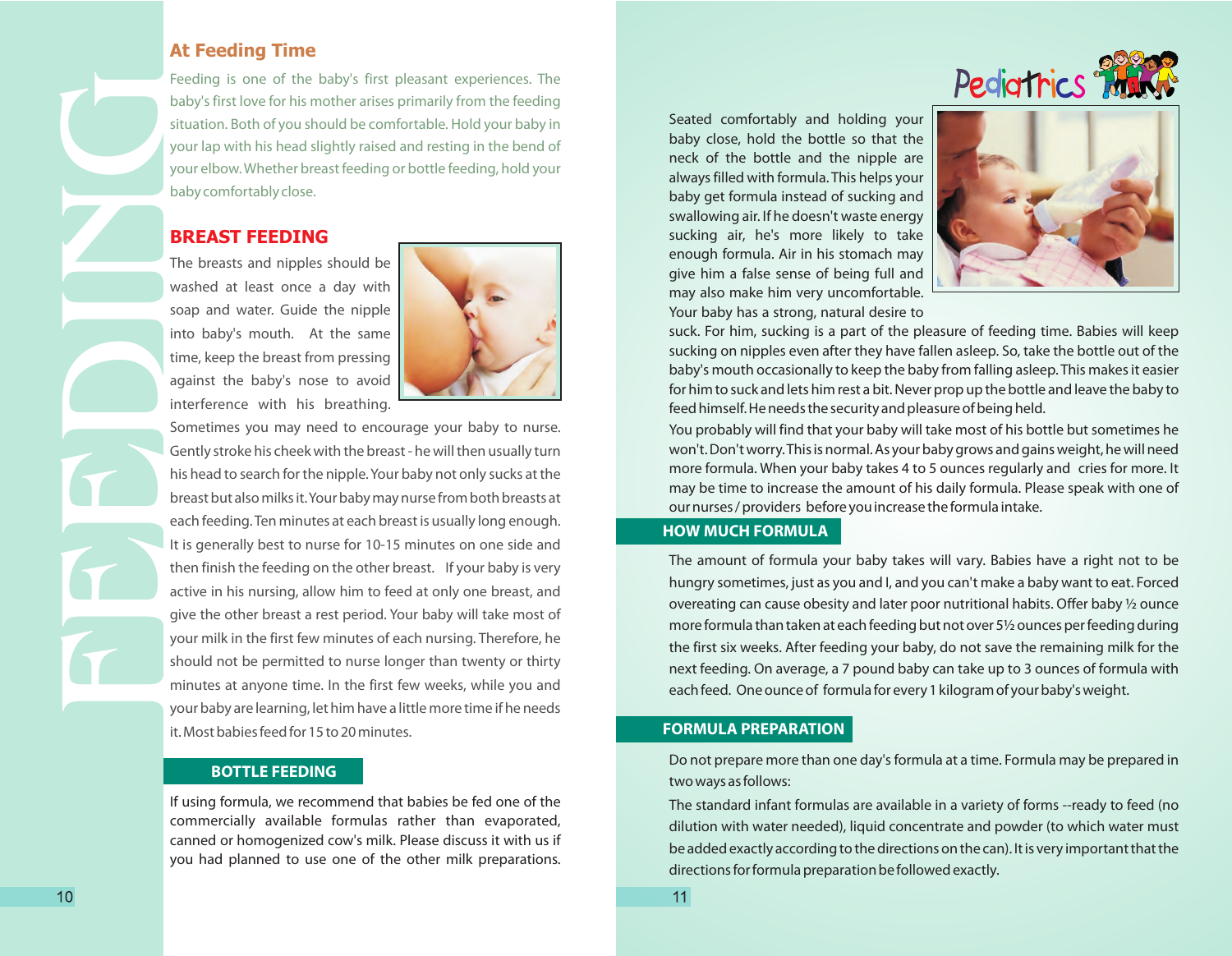# FEEDING

## At Feeding Time

Feeding is one of the baby's first pleasant experiences. The baby's first love for his mother arises primarily from the feeding situation. Both of you should be comfortable. Hold your baby in your lap with his head slightly raised and resting in the bend of your elbow. Whether breast feeding or bottle feeding, hold your baby comfortably close.

## BREAST FEEDING

The breasts and nipples should be washed at least once a day with soap and water. Guide the nipple into baby's mouth. At the same time, keep the breast from pressing against the baby's nose to avoid interference with his breathing. Sometimes you may need to encourage your baby to nurse. Gently stroke his cheek with the breast - he will then usually turn his head to search for the nipple. Your baby not only sucks at the breast but also milks it. Your baby may nurse from both breasts at each feeding. Ten minutes at each breast is usually long enough. It is generally best to nurse for 10-15 minutes on one side and then finish the feeding on the other breast. If your baby is very active in his nursing, allow him to feed at only one breast, and give the other breast a rest period. Your baby will take most of your milk in the first few minutes of each nursing. Therefore, he should not be permitted to nurse longer than twenty or thirty minutes at anyone time. In the first few weeks, while you and your baby are learning, let him have a little more time if he needs it. Most babies feed for 15 to 20 minutes.

## BOTTLE FEEDING

If using formula, we recommend that babies be fed one of the commercially available formulas rather than evaporated, canned or homogenized cow's milk. Please discuss it with us if you had planned to use one of the other milk preparations.

Seated comfortably and holding your baby close, hold the bottle so that the neck of the bottle and the nipple are always filled with formula. This helps your baby get formula instead of sucking and swallowing air. If he doesn't waste energy sucking air, he's more likely to take enough formula. Air in his stomach may give him a false sense of being full and may also make him very uncomfortable. Your baby has a strong, natural desire to suck. For him, sucking is a part of the pleasure of feeding time. Babies will keep sucking on nipples even after they have fallen asleep. So, take the bottle out of the baby's mouth occasionally to keep the baby from falling asleep. This makes it easier for him to suck and lets him rest a bit. Never prop up the bottle and leave the baby to feed himself. He needs the security and pleasure of being held.

You probably will find that your baby will take most of his bottle but sometimes he won't. Don't worry. This is normal. As your baby grows and gains weight, he will need more formula. When your baby takes 4 to 5 ounces regularly and cries for more. It may be time to increase the amount of his daily formula. Please speak with one of our nurses / providers before you increase the formula intake.

## HOW MUCH FORMULA

The amount of formula your baby takes will vary. Babies have a right not to be hungry sometimes, just as you and I, and you can't make a baby want to eat. Forced overeating can cause obesity and later poor nutritional habits. Offer baby ½ ounce more formula than taken at each feeding but not over 5½ ounces per feeding during the first six weeks. After feeding your baby, do not save the remaining milk for the next feeding. On average, a 7 pound baby can take up to 3 ounces of formula with each feed. One ounce of formula for every 1 kilogram of your baby's weight.

## FORMULA PREPARATION

Do not prepare more than one day's formula at a time. Formula may be prepared in two ways as follows:

The standard infant formulas are available in a variety of forms --ready to feed (no dilution with water needed), liquid concentrate and powder (to which water must be added exactly according to the directions on the can). It is very important that the directions for formula preparation be followed exactly.